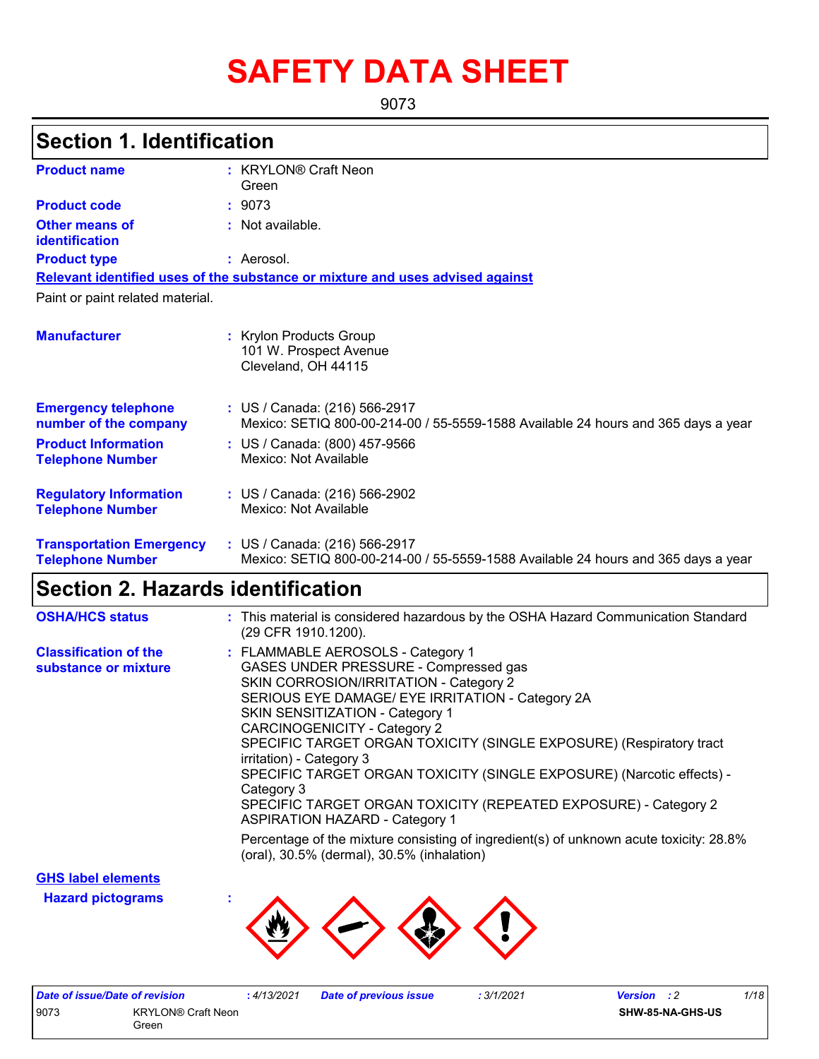# SAFETY DATA SHEET

9073

## Section 1. Identification

**Product name** : KRYLON® Craft Neon Green

**Product code** : 9073

**Other means of identification** : Not available.

**Product type** : Aerosol.

**Relevant identified uses of the substance or mixture and uses advised against**

Paint or paint related material.

**Manufacturer** : Krylon Products Group
101 W. Prospect Avenue
Cleveland, OH 44115

**Emergency telephone number of the company** : US / Canada: (216) 566-2917
Mexico: SETIQ 800-00-214-00 / 55-5559-1588 Available 24 hours and 365 days a year

**Product Information Telephone Number** : US / Canada: (800) 457-9566
Mexico: Not Available

**Regulatory Information Telephone Number** : US / Canada: (216) 566-2902
Mexico: Not Available

**Transportation Emergency Telephone Number** : US / Canada: (216) 566-2917
Mexico: SETIQ 800-00-214-00 / 55-5559-1588 Available 24 hours and 365 days a year

## Section 2. Hazards identification

**OSHA/HCS status** : This material is considered hazardous by the OSHA Hazard Communication Standard (29 CFR 1910.1200).

**Classification of the substance or mixture** : FLAMMABLE AEROSOLS - Category 1
GASES UNDER PRESSURE - Compressed gas
SKIN CORROSION/IRRITATION - Category 2
SERIOUS EYE DAMAGE/ EYE IRRITATION - Category 2A
SKIN SENSITIZATION - Category 1
CARCINOGENICITY - Category 2
SPECIFIC TARGET ORGAN TOXICITY (SINGLE EXPOSURE) (Respiratory tract irritation) - Category 3
SPECIFIC TARGET ORGAN TOXICITY (SINGLE EXPOSURE) (Narcotic effects) - Category 3
SPECIFIC TARGET ORGAN TOXICITY (REPEATED EXPOSURE) - Category 2
ASPIRATION HAZARD - Category 1

Percentage of the mixture consisting of ingredient(s) of unknown acute toxicity: 28.8% (oral), 30.5% (dermal), 30.5% (inhalation)

**GHS label elements**

**Hazard pictograms** :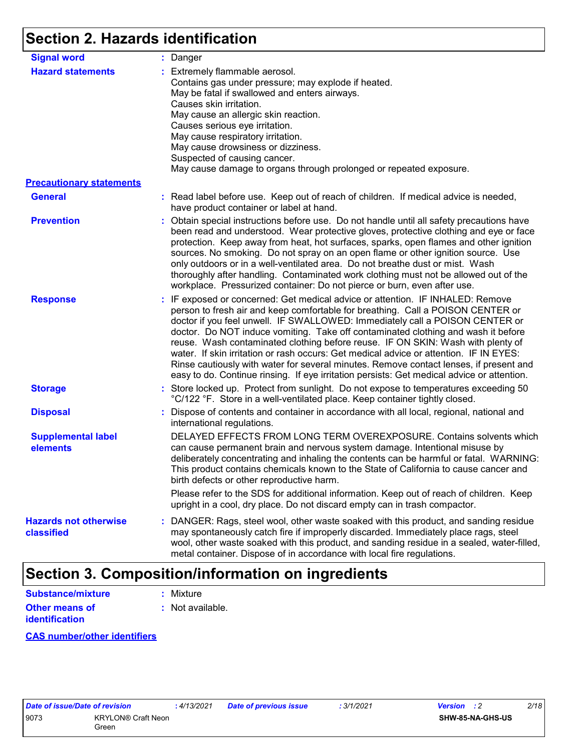## Section 2. Hazards identification

**Signal word** : Danger

**Hazard statements** : Extremely flammable aerosol.
Contains gas under pressure; may explode if heated.
May be fatal if swallowed and enters airways.
Causes skin irritation.
May cause an allergic skin reaction.
Causes serious eye irritation.
May cause respiratory irritation.
May cause drowsiness or dizziness.
Suspected of causing cancer.
May cause damage to organs through prolonged or repeated exposure.

**Precautionary statements**

**General** : Read label before use. Keep out of reach of children. If medical advice is needed, have product container or label at hand.

**Prevention** : Obtain special instructions before use. Do not handle until all safety precautions have been read and understood. Wear protective gloves, protective clothing and eye or face protection. Keep away from heat, hot surfaces, sparks, open flames and other ignition sources. No smoking. Do not spray on an open flame or other ignition source. Use only outdoors or in a well-ventilated area. Do not breathe dust or mist. Wash thoroughly after handling. Contaminated work clothing must not be allowed out of the workplace. Pressurized container: Do not pierce or burn, even after use.

**Response** : IF exposed or concerned: Get medical advice or attention. IF INHALED: Remove person to fresh air and keep comfortable for breathing. Call a POISON CENTER or doctor if you feel unwell. IF SWALLOWED: Immediately call a POISON CENTER or doctor. Do NOT induce vomiting. Take off contaminated clothing and wash it before reuse. Wash contaminated clothing before reuse. IF ON SKIN: Wash with plenty of water. If skin irritation or rash occurs: Get medical advice or attention. IF IN EYES: Rinse cautiously with water for several minutes. Remove contact lenses, if present and easy to do. Continue rinsing. If eye irritation persists: Get medical advice or attention.

**Storage** : Store locked up. Protect from sunlight. Do not expose to temperatures exceeding 50 °C/122 °F. Store in a well-ventilated place. Keep container tightly closed.

**Disposal** : Dispose of contents and container in accordance with all local, regional, national and international regulations.

**Supplemental label elements** DELAYED EFFECTS FROM LONG TERM OVEREXPOSURE. Contains solvents which can cause permanent brain and nervous system damage. Intentional misuse by deliberately concentrating and inhaling the contents can be harmful or fatal. WARNING: This product contains chemicals known to the State of California to cause cancer and birth defects or other reproductive harm.

Please refer to the SDS for additional information. Keep out of reach of children. Keep upright in a cool, dry place. Do not discard empty can in trash compactor.

**Hazards not otherwise classified** : DANGER: Rags, steel wool, other waste soaked with this product, and sanding residue may spontaneously catch fire if improperly discarded. Immediately place rags, steel wool, other waste soaked with this product, and sanding residue in a sealed, water-filled, metal container. Dispose of in accordance with local fire regulations.

## Section 3. Composition/information on ingredients

**Substance/mixture** : Mixture

**Other means of identification** : Not available.

**CAS number/other identifiers**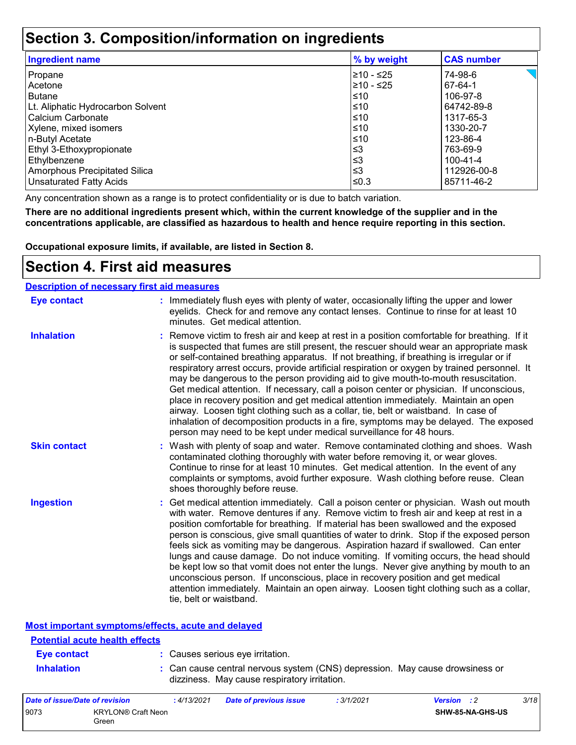# Section 3. Composition/information on ingredients

| Ingredient name | % by weight | CAS number |
|---|---|---|
| Propane | ≥10 - ≤25 | 74-98-6 |
| Acetone | ≥10 - ≤25 | 67-64-1 |
| Butane | ≤10 | 106-97-8 |
| Lt. Aliphatic Hydrocarbon Solvent | ≤10 | 64742-89-8 |
| Calcium Carbonate | ≤10 | 1317-65-3 |
| Xylene, mixed isomers | ≤10 | 1330-20-7 |
| n-Butyl Acetate | ≤10 | 123-86-4 |
| Ethyl 3-Ethoxypropionate | ≤3 | 763-69-9 |
| Ethylbenzene | ≤3 | 100-41-4 |
| Amorphous Precipitated Silica | ≤3 | 112926-00-8 |
| Unsaturated Fatty Acids | ≤0.3 | 85711-46-2 |

Any concentration shown as a range is to protect confidentiality or is due to batch variation.

**There are no additional ingredients present which, within the current knowledge of the supplier and in the concentrations applicable, are classified as hazardous to health and hence require reporting in this section.**

**Occupational exposure limits, if available, are listed in Section 8.**

# Section 4. First aid measures

## Description of necessary first aid measures

**Eye contact** : Immediately flush eyes with plenty of water, occasionally lifting the upper and lower eyelids. Check for and remove any contact lenses. Continue to rinse for at least 10 minutes. Get medical attention.

**Inhalation** : Remove victim to fresh air and keep at rest in a position comfortable for breathing. If it is suspected that fumes are still present, the rescuer should wear an appropriate mask or self-contained breathing apparatus. If not breathing, if breathing is irregular or if respiratory arrest occurs, provide artificial respiration or oxygen by trained personnel. It may be dangerous to the person providing aid to give mouth-to-mouth resuscitation. Get medical attention. If necessary, call a poison center or physician. If unconscious, place in recovery position and get medical attention immediately. Maintain an open airway. Loosen tight clothing such as a collar, tie, belt or waistband. In case of inhalation of decomposition products in a fire, symptoms may be delayed. The exposed person may need to be kept under medical surveillance for 48 hours.

**Skin contact** : Wash with plenty of soap and water. Remove contaminated clothing and shoes. Wash contaminated clothing thoroughly with water before removing it, or wear gloves. Continue to rinse for at least 10 minutes. Get medical attention. In the event of any complaints or symptoms, avoid further exposure. Wash clothing before reuse. Clean shoes thoroughly before reuse.

**Ingestion** : Get medical attention immediately. Call a poison center or physician. Wash out mouth with water. Remove dentures if any. Remove victim to fresh air and keep at rest in a position comfortable for breathing. If material has been swallowed and the exposed person is conscious, give small quantities of water to drink. Stop if the exposed person feels sick as vomiting may be dangerous. Aspiration hazard if swallowed. Can enter lungs and cause damage. Do not induce vomiting. If vomiting occurs, the head should be kept low so that vomit does not enter the lungs. Never give anything by mouth to an unconscious person. If unconscious, place in recovery position and get medical attention immediately. Maintain an open airway. Loosen tight clothing such as a collar, tie, belt or waistband.

## Most important symptoms/effects, acute and delayed

### Potential acute health effects

**Eye contact** : Causes serious eye irritation.

**Inhalation** : Can cause central nervous system (CNS) depression. May cause drowsiness or dizziness. May cause respiratory irritation.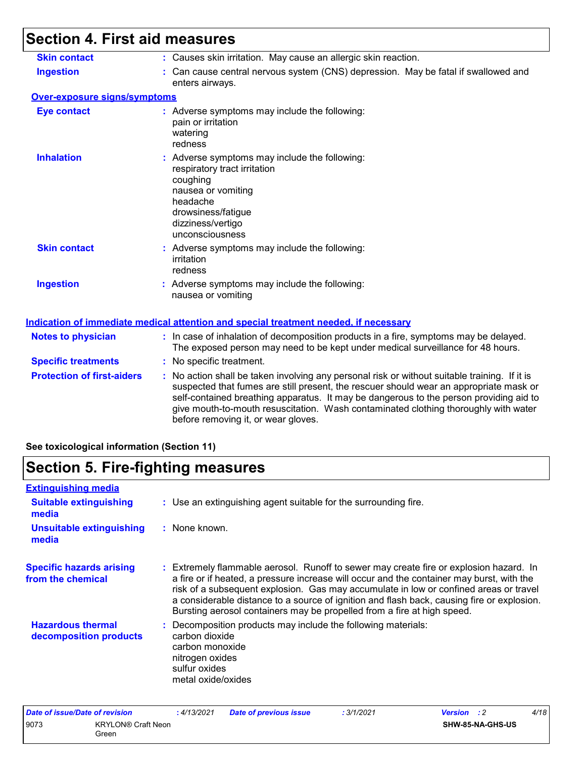# Section 4. First aid measures

**Skin contact** : Causes skin irritation. May cause an allergic skin reaction.

**Ingestion** : Can cause central nervous system (CNS) depression. May be fatal if swallowed and enters airways.

**Over-exposure signs/symptoms**

**Eye contact** : Adverse symptoms may include the following:
pain or irritation
watering
redness

**Inhalation** : Adverse symptoms may include the following:
respiratory tract irritation
coughing
nausea or vomiting
headache
drowsiness/fatigue
dizziness/vertigo
unconsciousness

**Skin contact** : Adverse symptoms may include the following:
irritation
redness

**Ingestion** : Adverse symptoms may include the following:
nausea or vomiting

**Indication of immediate medical attention and special treatment needed, if necessary**

**Notes to physician** : In case of inhalation of decomposition products in a fire, symptoms may be delayed. The exposed person may need to be kept under medical surveillance for 48 hours.

**Specific treatments** : No specific treatment.

**Protection of first-aiders** : No action shall be taken involving any personal risk or without suitable training. If it is suspected that fumes are still present, the rescuer should wear an appropriate mask or self-contained breathing apparatus. It may be dangerous to the person providing aid to give mouth-to-mouth resuscitation. Wash contaminated clothing thoroughly with water before removing it, or wear gloves.

**See toxicological information (Section 11)**

# Section 5. Fire-fighting measures

**Extinguishing media**

**Suitable extinguishing media** : Use an extinguishing agent suitable for the surrounding fire.

**Unsuitable extinguishing media** : None known.

**Specific hazards arising from the chemical** : Extremely flammable aerosol. Runoff to sewer may create fire or explosion hazard. In a fire or if heated, a pressure increase will occur and the container may burst, with the risk of a subsequent explosion. Gas may accumulate in low or confined areas or travel a considerable distance to a source of ignition and flash back, causing fire or explosion. Bursting aerosol containers may be propelled from a fire at high speed.

**Hazardous thermal decomposition products** : Decomposition products may include the following materials:
carbon dioxide
carbon monoxide
nitrogen oxides
sulfur oxides
metal oxide/oxides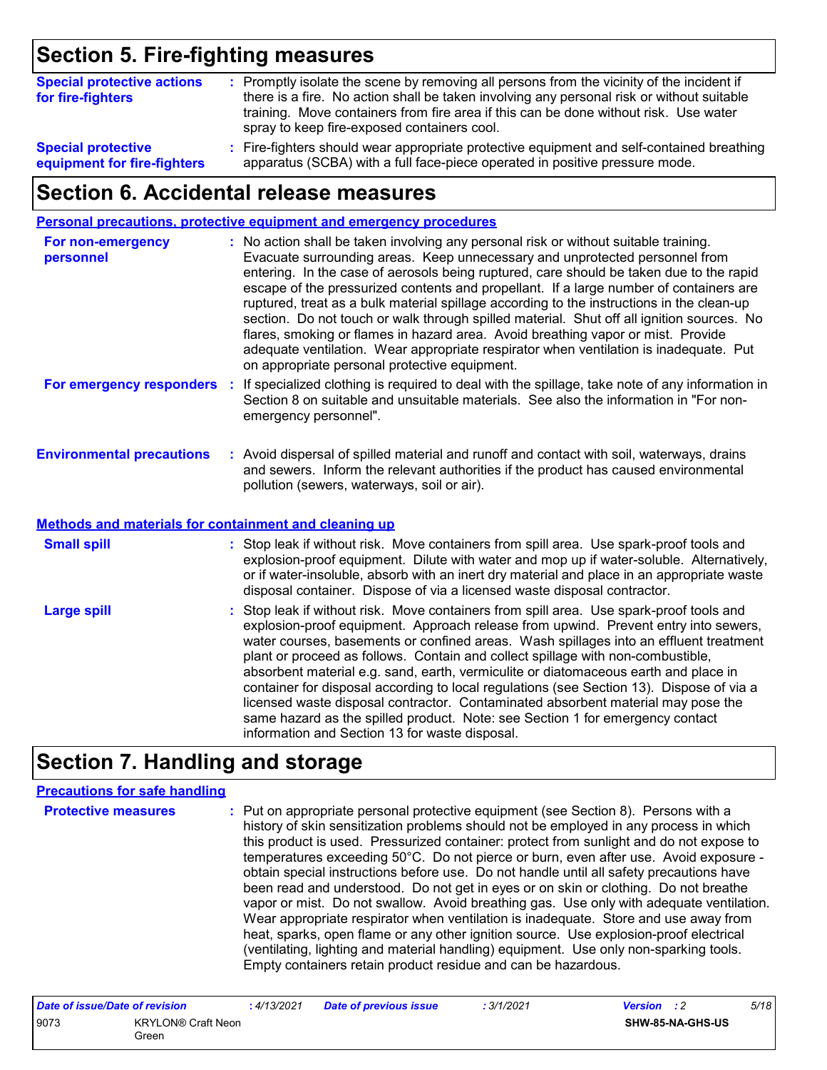## Section 5. Fire-fighting measures

**Special protective actions for fire-fighters** : Promptly isolate the scene by removing all persons from the vicinity of the incident if there is a fire. No action shall be taken involving any personal risk or without suitable training. Move containers from fire area if this can be done without risk. Use water spray to keep fire-exposed containers cool.

**Special protective equipment for fire-fighters** : Fire-fighters should wear appropriate protective equipment and self-contained breathing apparatus (SCBA) with a full face-piece operated in positive pressure mode.

## Section 6. Accidental release measures

### Personal precautions, protective equipment and emergency procedures

**For non-emergency personnel** : No action shall be taken involving any personal risk or without suitable training. Evacuate surrounding areas. Keep unnecessary and unprotected personnel from entering. In the case of aerosols being ruptured, care should be taken due to the rapid escape of the pressurized contents and propellant. If a large number of containers are ruptured, treat as a bulk material spillage according to the instructions in the clean-up section. Do not touch or walk through spilled material. Shut off all ignition sources. No flares, smoking or flames in hazard area. Avoid breathing vapor or mist. Provide adequate ventilation. Wear appropriate respirator when ventilation is inadequate. Put on appropriate personal protective equipment.

**For emergency responders** : If specialized clothing is required to deal with the spillage, take note of any information in Section 8 on suitable and unsuitable materials. See also the information in "For non-emergency personnel".

**Environmental precautions** : Avoid dispersal of spilled material and runoff and contact with soil, waterways, drains and sewers. Inform the relevant authorities if the product has caused environmental pollution (sewers, waterways, soil or air).

### Methods and materials for containment and cleaning up

**Small spill** : Stop leak if without risk. Move containers from spill area. Use spark-proof tools and explosion-proof equipment. Dilute with water and mop up if water-soluble. Alternatively, or if water-insoluble, absorb with an inert dry material and place in an appropriate waste disposal container. Dispose of via a licensed waste disposal contractor.

**Large spill** : Stop leak if without risk. Move containers from spill area. Use spark-proof tools and explosion-proof equipment. Approach release from upwind. Prevent entry into sewers, water courses, basements or confined areas. Wash spillages into an effluent treatment plant or proceed as follows. Contain and collect spillage with non-combustible, absorbent material e.g. sand, earth, vermiculite or diatomaceous earth and place in container for disposal according to local regulations (see Section 13). Dispose of via a licensed waste disposal contractor. Contaminated absorbent material may pose the same hazard as the spilled product. Note: see Section 1 for emergency contact information and Section 13 for waste disposal.

## Section 7. Handling and storage

### Precautions for safe handling

**Protective measures** : Put on appropriate personal protective equipment (see Section 8). Persons with a history of skin sensitization problems should not be employed in any process in which this product is used. Pressurized container: protect from sunlight and do not expose to temperatures exceeding 50°C. Do not pierce or burn, even after use. Avoid exposure - obtain special instructions before use. Do not handle until all safety precautions have been read and understood. Do not get in eyes or on skin or clothing. Do not breathe vapor or mist. Do not swallow. Avoid breathing gas. Use only with adequate ventilation. Wear appropriate respirator when ventilation is inadequate. Store and use away from heat, sparks, open flame or any other ignition source. Use explosion-proof electrical (ventilating, lighting and material handling) equipment. Use only non-sparking tools. Empty containers retain product residue and can be hazardous.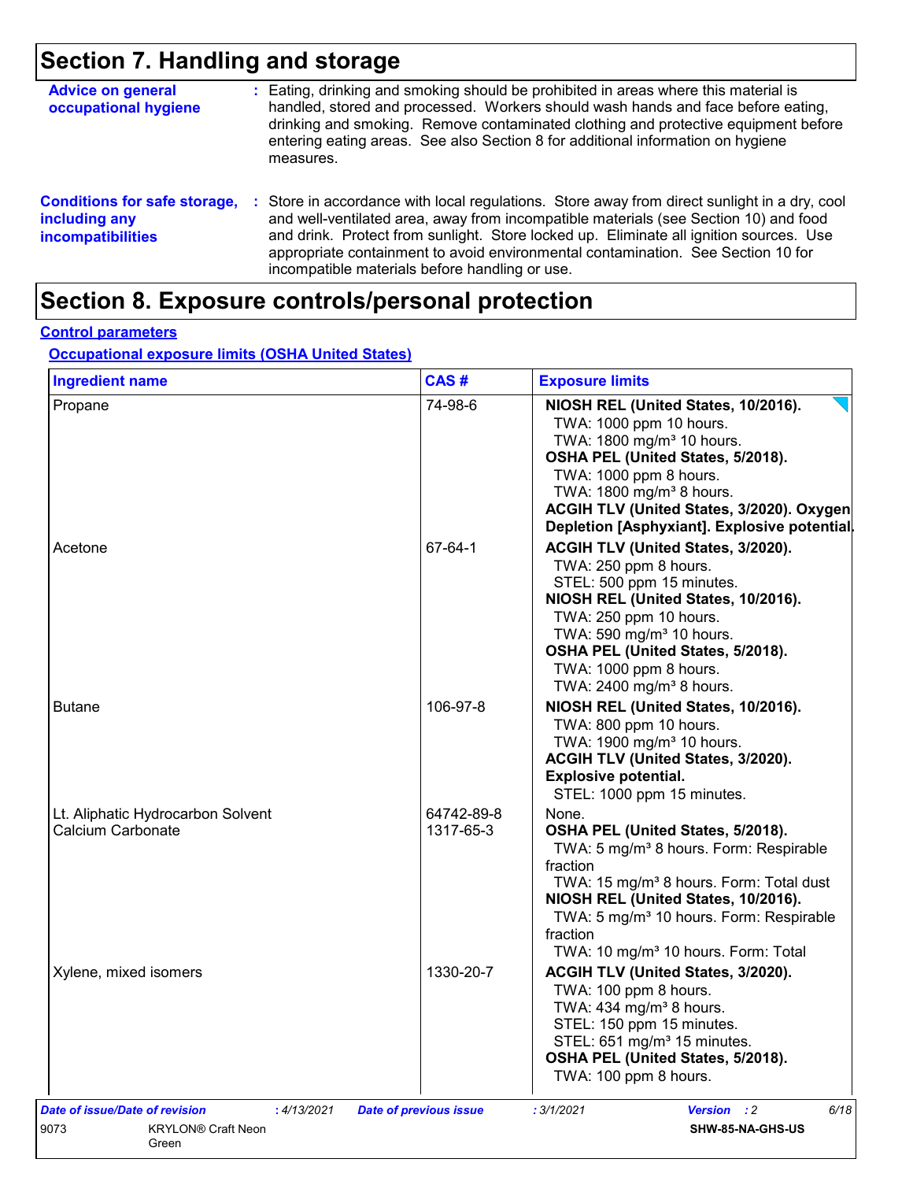# Section 7. Handling and storage

**Advice on general occupational hygiene** : Eating, drinking and smoking should be prohibited in areas where this material is handled, stored and processed. Workers should wash hands and face before eating, drinking and smoking. Remove contaminated clothing and protective equipment before entering eating areas. See also Section 8 for additional information on hygiene measures.

**Conditions for safe storage, including any incompatibilities** : Store in accordance with local regulations. Store away from direct sunlight in a dry, cool and well-ventilated area, away from incompatible materials (see Section 10) and food and drink. Protect from sunlight. Store locked up. Eliminate all ignition sources. Use appropriate containment to avoid environmental contamination. See Section 10 for incompatible materials before handling or use.

# Section 8. Exposure controls/personal protection

## Control parameters

### Occupational exposure limits (OSHA United States)

| Ingredient name | CAS # | Exposure limits |
|---|---|---|
| Propane | 74-98-6 | **NIOSH REL (United States, 10/2016).**<br>TWA: 1000 ppm 10 hours.<br>TWA: 1800 mg/m³ 10 hours.<br>**OSHA PEL (United States, 5/2018).**<br>TWA: 1000 ppm 8 hours.<br>TWA: 1800 mg/m³ 8 hours.<br>**ACGIH TLV (United States, 3/2020). Oxygen Depletion [Asphyxiant]. Explosive potential.** |
| Acetone | 67-64-1 | **ACGIH TLV (United States, 3/2020).**<br>TWA: 250 ppm 8 hours.<br>STEL: 500 ppm 15 minutes.<br>**NIOSH REL (United States, 10/2016).**<br>TWA: 250 ppm 10 hours.<br>TWA: 590 mg/m³ 10 hours.<br>**OSHA PEL (United States, 5/2018).**<br>TWA: 1000 ppm 8 hours.<br>TWA: 2400 mg/m³ 8 hours. |
| Butane | 106-97-8 | **NIOSH REL (United States, 10/2016).**<br>TWA: 800 ppm 10 hours.<br>TWA: 1900 mg/m³ 10 hours.<br>**ACGIH TLV (United States, 3/2020). Explosive potential.**<br>STEL: 1000 ppm 15 minutes. |
| Lt. Aliphatic Hydrocarbon Solvent | 64742-89-8 | None. |
| Calcium Carbonate | 1317-65-3 | **OSHA PEL (United States, 5/2018).**<br>TWA: 5 mg/m³ 8 hours. Form: Respirable fraction<br>TWA: 15 mg/m³ 8 hours. Form: Total dust<br>**NIOSH REL (United States, 10/2016).**<br>TWA: 5 mg/m³ 10 hours. Form: Respirable fraction<br>TWA: 10 mg/m³ 10 hours. Form: Total |
| Xylene, mixed isomers | 1330-20-7 | **ACGIH TLV (United States, 3/2020).**<br>TWA: 100 ppm 8 hours.<br>TWA: 434 mg/m³ 8 hours.<br>STEL: 150 ppm 15 minutes.<br>STEL: 651 mg/m³ 15 minutes.<br>**OSHA PEL (United States, 5/2018).**<br>TWA: 100 ppm 8 hours. |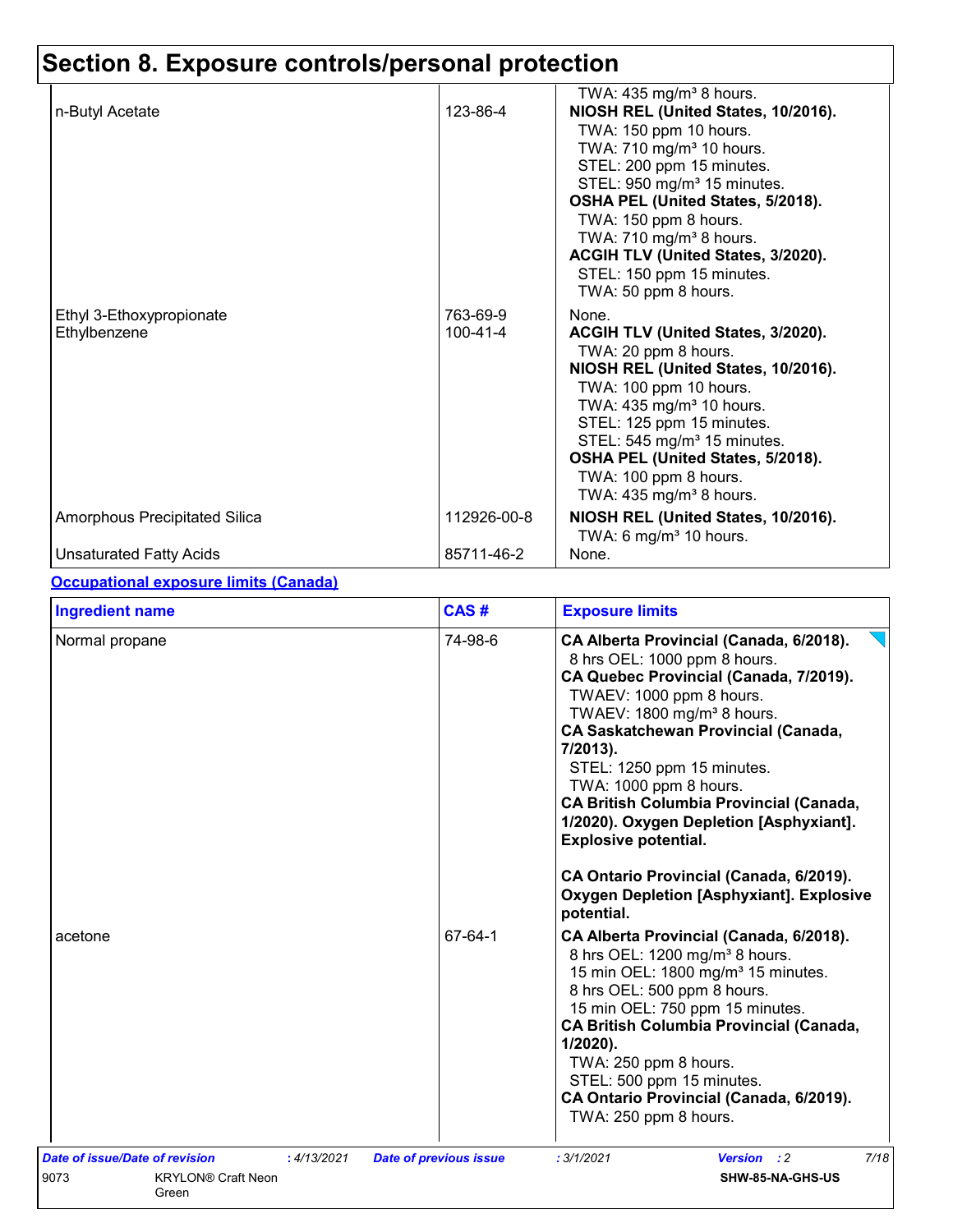# Section 8. Exposure controls/personal protection

| | | |
|---|---|---|
| | | TWA: 435 mg/m³ 8 hours. |
| n-Butyl Acetate | 123-86-4 | **NIOSH REL (United States, 10/2016).**<br>TWA: 150 ppm 10 hours.<br>TWA: 710 mg/m³ 10 hours.<br>STEL: 200 ppm 15 minutes.<br>STEL: 950 mg/m³ 15 minutes.<br>**OSHA PEL (United States, 5/2018).**<br>TWA: 150 ppm 8 hours.<br>TWA: 710 mg/m³ 8 hours.<br>**ACGIH TLV (United States, 3/2020).**<br>STEL: 150 ppm 15 minutes.<br>TWA: 50 ppm 8 hours. |
| Ethyl 3-Ethoxypropionate | 763-69-9 | None. |
| Ethylbenzene | 100-41-4 | **ACGIH TLV (United States, 3/2020).**<br>TWA: 20 ppm 8 hours.<br>**NIOSH REL (United States, 10/2016).**<br>TWA: 100 ppm 10 hours.<br>TWA: 435 mg/m³ 10 hours.<br>STEL: 125 ppm 15 minutes.<br>STEL: 545 mg/m³ 15 minutes.<br>**OSHA PEL (United States, 5/2018).**<br>TWA: 100 ppm 8 hours.<br>TWA: 435 mg/m³ 8 hours. |
| Amorphous Precipitated Silica | 112926-00-8 | **NIOSH REL (United States, 10/2016).**<br>TWA: 6 mg/m³ 10 hours. |
| Unsaturated Fatty Acids | 85711-46-2 | None. |

**Occupational exposure limits (Canada)**

| Ingredient name | CAS # | Exposure limits |
|---|---|---|
| Normal propane | 74-98-6 | **CA Alberta Provincial (Canada, 6/2018).**<br>8 hrs OEL: 1000 ppm 8 hours.<br>**CA Quebec Provincial (Canada, 7/2019).**<br>TWAEV: 1000 ppm 8 hours.<br>TWAEV: 1800 mg/m³ 8 hours.<br>**CA Saskatchewan Provincial (Canada, 7/2013).**<br>STEL: 1250 ppm 15 minutes.<br>TWA: 1000 ppm 8 hours.<br>**CA British Columbia Provincial (Canada, 1/2020). Oxygen Depletion [Asphyxiant]. Explosive potential.**<br>**CA Ontario Provincial (Canada, 6/2019). Oxygen Depletion [Asphyxiant]. Explosive potential.** |
| acetone | 67-64-1 | **CA Alberta Provincial (Canada, 6/2018).**<br>8 hrs OEL: 1200 mg/m³ 8 hours.<br>15 min OEL: 1800 mg/m³ 15 minutes.<br>8 hrs OEL: 500 ppm 8 hours.<br>15 min OEL: 750 ppm 15 minutes.<br>**CA British Columbia Provincial (Canada, 1/2020).**<br>TWA: 250 ppm 8 hours.<br>STEL: 500 ppm 15 minutes.<br>**CA Ontario Provincial (Canada, 6/2019).**<br>TWA: 250 ppm 8 hours. |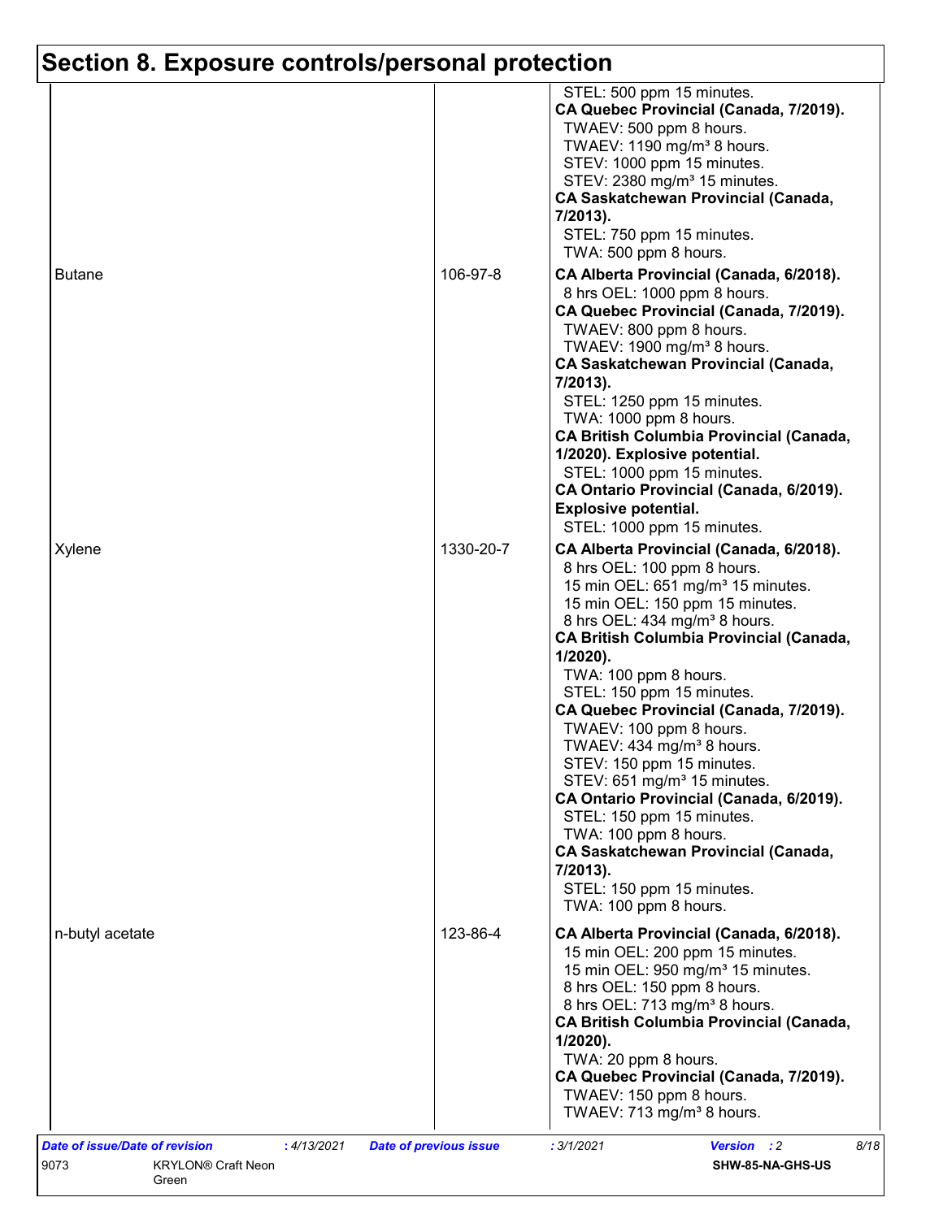# Section 8. Exposure controls/personal protection

| | | |
|---|---|---|
| | | STEL: 500 ppm 15 minutes.<br>**CA Quebec Provincial (Canada, 7/2019).**<br>TWAEV: 500 ppm 8 hours.<br>TWAEV: 1190 mg/m³ 8 hours.<br>STEV: 1000 ppm 15 minutes.<br>STEV: 2380 mg/m³ 15 minutes.<br>**CA Saskatchewan Provincial (Canada, 7/2013).**<br>STEL: 750 ppm 15 minutes.<br>TWA: 500 ppm 8 hours. |
| Butane | 106-97-8 | **CA Alberta Provincial (Canada, 6/2018).**<br>8 hrs OEL: 1000 ppm 8 hours.<br>**CA Quebec Provincial (Canada, 7/2019).**<br>TWAEV: 800 ppm 8 hours.<br>TWAEV: 1900 mg/m³ 8 hours.<br>**CA Saskatchewan Provincial (Canada, 7/2013).**<br>STEL: 1250 ppm 15 minutes.<br>TWA: 1000 ppm 8 hours.<br>**CA British Columbia Provincial (Canada, 1/2020). Explosive potential.**<br>STEL: 1000 ppm 15 minutes.<br>**CA Ontario Provincial (Canada, 6/2019). Explosive potential.**<br>STEL: 1000 ppm 15 minutes. |
| Xylene | 1330-20-7 | **CA Alberta Provincial (Canada, 6/2018).**<br>8 hrs OEL: 100 ppm 8 hours.<br>15 min OEL: 651 mg/m³ 15 minutes.<br>15 min OEL: 150 ppm 15 minutes.<br>8 hrs OEL: 434 mg/m³ 8 hours.<br>**CA British Columbia Provincial (Canada, 1/2020).**<br>TWA: 100 ppm 8 hours.<br>STEL: 150 ppm 15 minutes.<br>**CA Quebec Provincial (Canada, 7/2019).**<br>TWAEV: 100 ppm 8 hours.<br>TWAEV: 434 mg/m³ 8 hours.<br>STEV: 150 ppm 15 minutes.<br>STEV: 651 mg/m³ 15 minutes.<br>**CA Ontario Provincial (Canada, 6/2019).**<br>STEL: 150 ppm 15 minutes.<br>TWA: 100 ppm 8 hours.<br>**CA Saskatchewan Provincial (Canada, 7/2013).**<br>STEL: 150 ppm 15 minutes.<br>TWA: 100 ppm 8 hours. |
| n-butyl acetate | 123-86-4 | **CA Alberta Provincial (Canada, 6/2018).**<br>15 min OEL: 200 ppm 15 minutes.<br>15 min OEL: 950 mg/m³ 15 minutes.<br>8 hrs OEL: 150 ppm 8 hours.<br>8 hrs OEL: 713 mg/m³ 8 hours.<br>**CA British Columbia Provincial (Canada, 1/2020).**<br>TWA: 20 ppm 8 hours.<br>**CA Quebec Provincial (Canada, 7/2019).**<br>TWAEV: 150 ppm 8 hours.<br>TWAEV: 713 mg/m³ 8 hours. |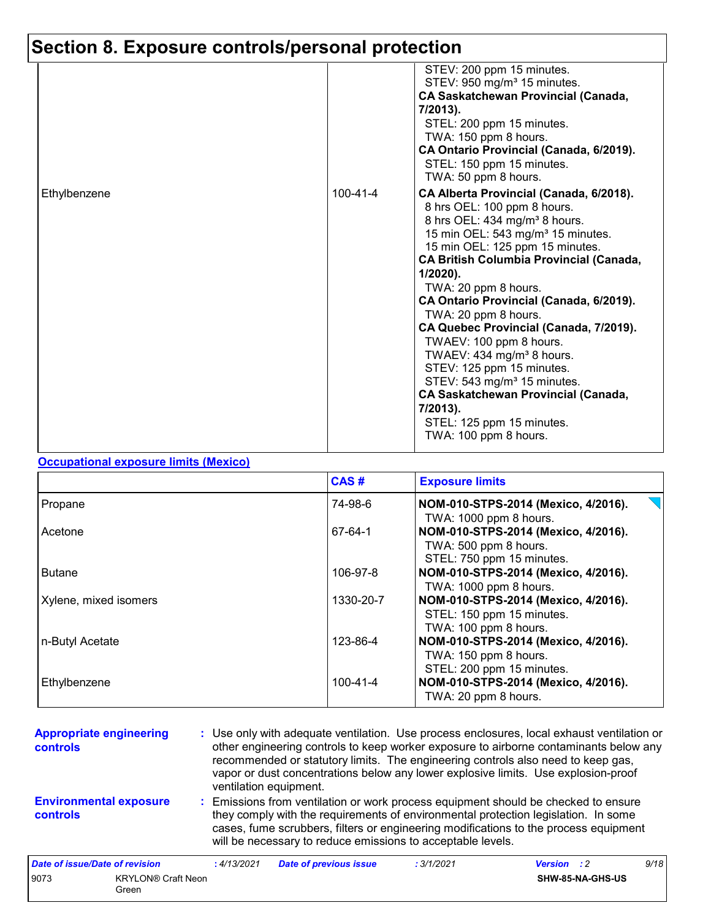# Section 8. Exposure controls/personal protection

| | | |
|---|---|---|
| | | STEV: 200 ppm 15 minutes.<br>STEV: 950 mg/m³ 15 minutes.<br>**CA Saskatchewan Provincial (Canada, 7/2013).**<br>STEL: 200 ppm 15 minutes.<br>TWA: 150 ppm 8 hours.<br>**CA Ontario Provincial (Canada, 6/2019).**<br>STEL: 150 ppm 15 minutes.<br>TWA: 50 ppm 8 hours. |
| Ethylbenzene | 100-41-4 | **CA Alberta Provincial (Canada, 6/2018).**<br>8 hrs OEL: 100 ppm 8 hours.<br>8 hrs OEL: 434 mg/m³ 8 hours.<br>15 min OEL: 543 mg/m³ 15 minutes.<br>15 min OEL: 125 ppm 15 minutes.<br>**CA British Columbia Provincial (Canada, 1/2020).**<br>TWA: 20 ppm 8 hours.<br>**CA Ontario Provincial (Canada, 6/2019).**<br>TWA: 20 ppm 8 hours.<br>**CA Quebec Provincial (Canada, 7/2019).**<br>TWAEV: 100 ppm 8 hours.<br>TWAEV: 434 mg/m³ 8 hours.<br>STEV: 125 ppm 15 minutes.<br>STEV: 543 mg/m³ 15 minutes.<br>**CA Saskatchewan Provincial (Canada, 7/2013).**<br>STEL: 125 ppm 15 minutes.<br>TWA: 100 ppm 8 hours. |

**Occupational exposure limits (Mexico)**

| | CAS # | Exposure limits |
|---|---|---|
| Propane | 74-98-6 | **NOM-010-STPS-2014 (Mexico, 4/2016).**<br>TWA: 1000 ppm 8 hours. |
| Acetone | 67-64-1 | **NOM-010-STPS-2014 (Mexico, 4/2016).**<br>TWA: 500 ppm 8 hours.<br>STEL: 750 ppm 15 minutes. |
| Butane | 106-97-8 | **NOM-010-STPS-2014 (Mexico, 4/2016).**<br>TWA: 1000 ppm 8 hours. |
| Xylene, mixed isomers | 1330-20-7 | **NOM-010-STPS-2014 (Mexico, 4/2016).**<br>STEL: 150 ppm 15 minutes.<br>TWA: 100 ppm 8 hours. |
| n-Butyl Acetate | 123-86-4 | **NOM-010-STPS-2014 (Mexico, 4/2016).**<br>TWA: 150 ppm 8 hours.<br>STEL: 200 ppm 15 minutes. |
| Ethylbenzene | 100-41-4 | **NOM-010-STPS-2014 (Mexico, 4/2016).**<br>TWA: 20 ppm 8 hours. |

**Appropriate engineering controls** : Use only with adequate ventilation. Use process enclosures, local exhaust ventilation or other engineering controls to keep worker exposure to airborne contaminants below any recommended or statutory limits. The engineering controls also need to keep gas, vapor or dust concentrations below any lower explosive limits. Use explosion-proof ventilation equipment.

**Environmental exposure controls** : Emissions from ventilation or work process equipment should be checked to ensure they comply with the requirements of environmental protection legislation. In some cases, fume scrubbers, filters or engineering modifications to the process equipment will be necessary to reduce emissions to acceptable levels.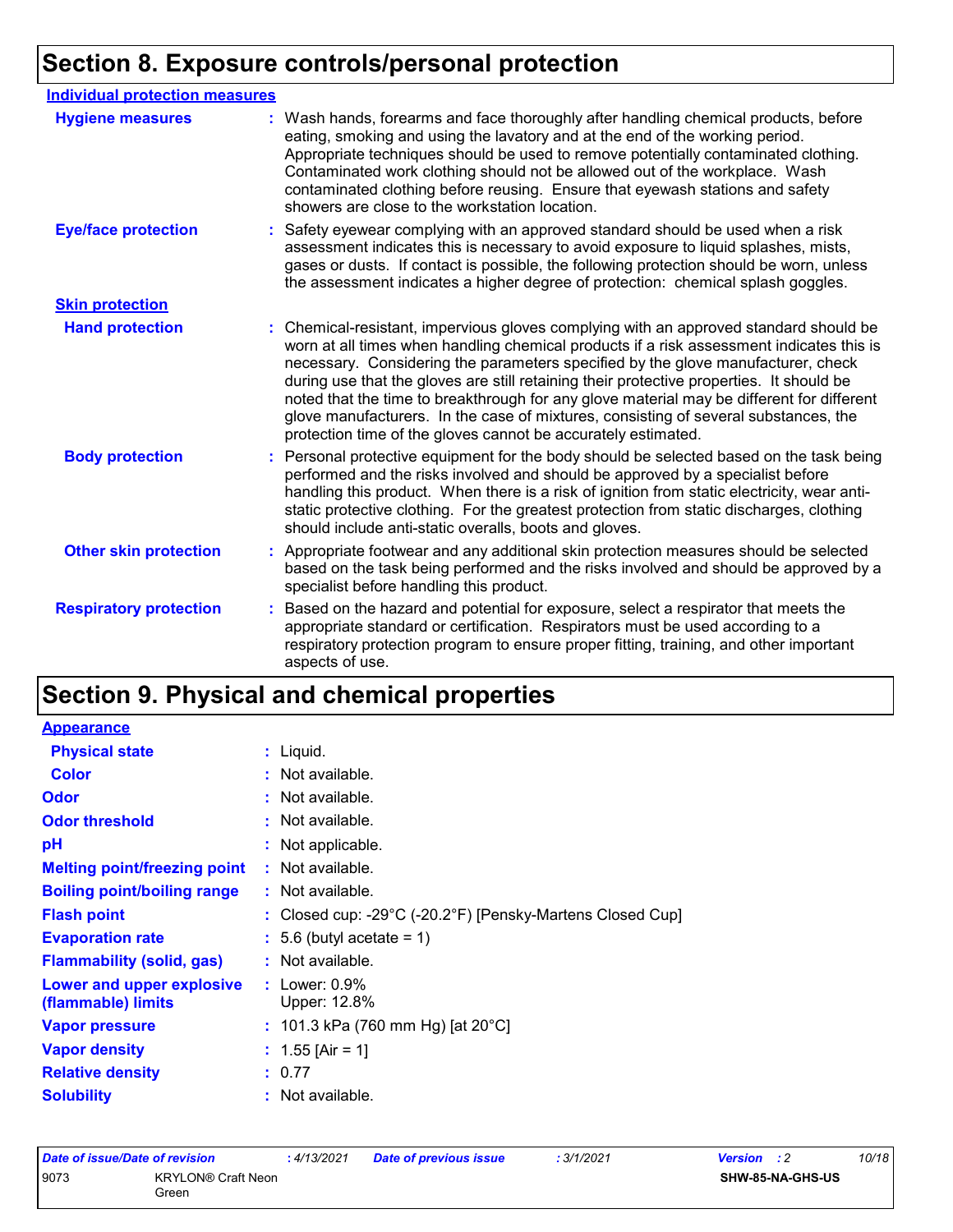# Section 8. Exposure controls/personal protection

**Individual protection measures**

**Hygiene measures** : Wash hands, forearms and face thoroughly after handling chemical products, before eating, smoking and using the lavatory and at the end of the working period. Appropriate techniques should be used to remove potentially contaminated clothing. Contaminated work clothing should not be allowed out of the workplace. Wash contaminated clothing before reusing. Ensure that eyewash stations and safety showers are close to the workstation location.

**Eye/face protection** : Safety eyewear complying with an approved standard should be used when a risk assessment indicates this is necessary to avoid exposure to liquid splashes, mists, gases or dusts. If contact is possible, the following protection should be worn, unless the assessment indicates a higher degree of protection: chemical splash goggles.

**Skin protection**

**Hand protection** : Chemical-resistant, impervious gloves complying with an approved standard should be worn at all times when handling chemical products if a risk assessment indicates this is necessary. Considering the parameters specified by the glove manufacturer, check during use that the gloves are still retaining their protective properties. It should be noted that the time to breakthrough for any glove material may be different for different glove manufacturers. In the case of mixtures, consisting of several substances, the protection time of the gloves cannot be accurately estimated.

**Body protection** : Personal protective equipment for the body should be selected based on the task being performed and the risks involved and should be approved by a specialist before handling this product. When there is a risk of ignition from static electricity, wear anti-static protective clothing. For the greatest protection from static discharges, clothing should include anti-static overalls, boots and gloves.

**Other skin protection** : Appropriate footwear and any additional skin protection measures should be selected based on the task being performed and the risks involved and should be approved by a specialist before handling this product.

**Respiratory protection** : Based on the hazard and potential for exposure, select a respirator that meets the appropriate standard or certification. Respirators must be used according to a respiratory protection program to ensure proper fitting, training, and other important aspects of use.

# Section 9. Physical and chemical properties

**Appearance**

**Physical state** : Liquid.

**Color** : Not available.

**Odor** : Not available.

**Odor threshold** : Not available.

**pH** : Not applicable.

**Melting point/freezing point** : Not available.

**Boiling point/boiling range** : Not available.

**Flash point** : Closed cup: -29°C (-20.2°F) [Pensky-Martens Closed Cup]

**Evaporation rate** : 5.6 (butyl acetate = 1)

**Flammability (solid, gas)** : Not available.

**Lower and upper explosive (flammable) limits** : Lower: 0.9%
Upper: 12.8%

**Vapor pressure** : 101.3 kPa (760 mm Hg) [at 20°C]

**Vapor density** : 1.55 [Air = 1]

**Relative density** : 0.77

**Solubility** : Not available.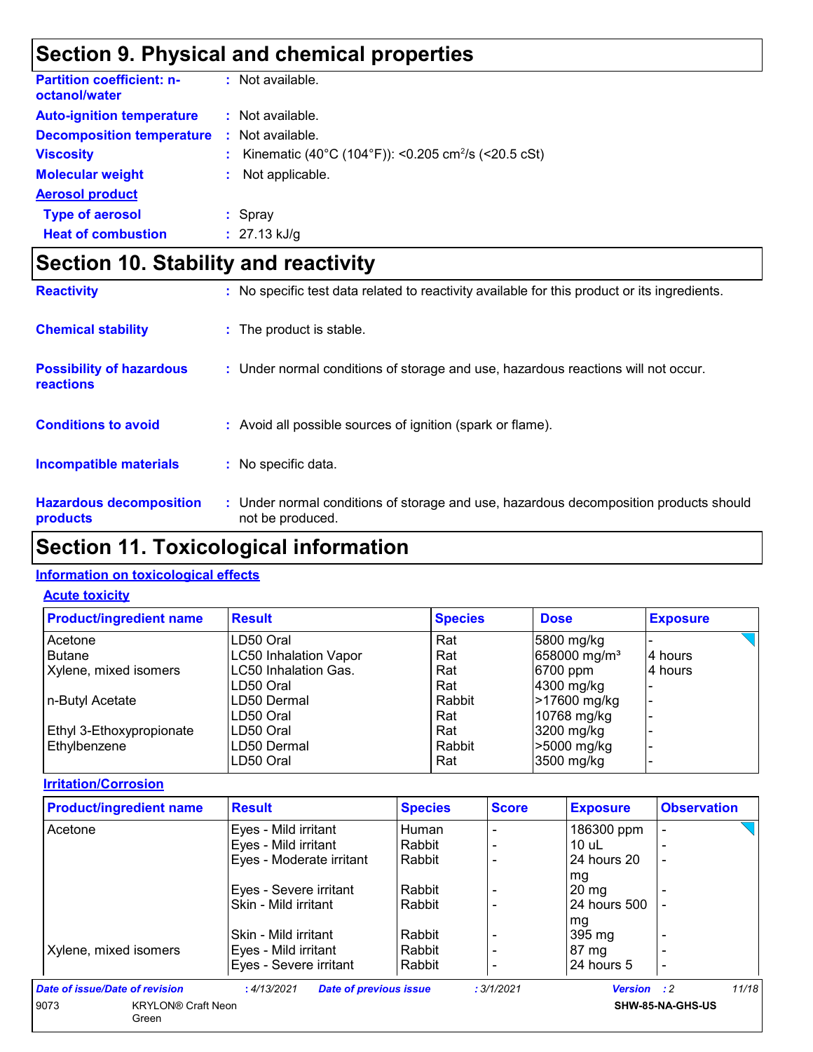# Section 9. Physical and chemical properties

| | | |
|---|---|---|
| **Partition coefficient: n-octanol/water** | : | Not available. |
| **Auto-ignition temperature** | : | Not available. |
| **Decomposition temperature** | : | Not available. |
| **Viscosity** | : | Kinematic (40°C (104°F)): <0.205 $cm^2/s$ (<20.5 cSt) |
| **Molecular weight** | : | Not applicable. |

**Aerosol product**

| | | |
|---|---|---|
| **Type of aerosol** | : | Spray |
| **Heat of combustion** | : | 27.13 kJ/g |

# Section 10. Stability and reactivity

| | | |
|---|---|---|
| **Reactivity** | : | No specific test data related to reactivity available for this product or its ingredients. |
| **Chemical stability** | : | The product is stable. |
| **Possibility of hazardous reactions** | : | Under normal conditions of storage and use, hazardous reactions will not occur. |
| **Conditions to avoid** | : | Avoid all possible sources of ignition (spark or flame). |
| **Incompatible materials** | : | No specific data. |
| **Hazardous decomposition products** | : | Under normal conditions of storage and use, hazardous decomposition products should not be produced. |

# Section 11. Toxicological information

## Information on toxicological effects

### Acute toxicity

| Product/ingredient name | Result | Species | Dose | Exposure |
|---|---|---|---|---|
| Acetone | LD50 Oral | Rat | 5800 mg/kg | - |
| Butane | LC50 Inhalation Vapor | Rat | 658000 $mg/m^3$ | 4 hours |
| Xylene, mixed isomers | LC50 Inhalation Gas. | Rat | 6700 ppm | 4 hours |
| | LD50 Oral | Rat | 4300 mg/kg | - |
| n-Butyl Acetate | LD50 Dermal | Rabbit | >17600 mg/kg | - |
| | LD50 Oral | Rat | 10768 mg/kg | - |
| Ethyl 3-Ethoxypropionate | LD50 Oral | Rat | 3200 mg/kg | - |
| Ethylbenzene | LD50 Dermal | Rabbit | >5000 mg/kg | - |
| | LD50 Oral | Rat | 3500 mg/kg | - |

### Irritation/Corrosion

| Product/ingredient name | Result | Species | Score | Exposure | Observation |
|---|---|---|---|---|---|
| Acetone | Eyes - Mild irritant | Human | - | 186300 ppm | - |
| | Eyes - Mild irritant | Rabbit | - | 10 uL | - |
| | Eyes - Moderate irritant | Rabbit | - | 24 hours 20 mg | - |
| | Eyes - Severe irritant | Rabbit | - | 20 mg | - |
| | Skin - Mild irritant | Rabbit | - | 24 hours 500 mg | - |
| | Skin - Mild irritant | Rabbit | - | 395 mg | - |
| Xylene, mixed isomers | Eyes - Mild irritant | Rabbit | - | 87 mg | - |
| | Eyes - Severe irritant | Rabbit | - | 24 hours 5 | - |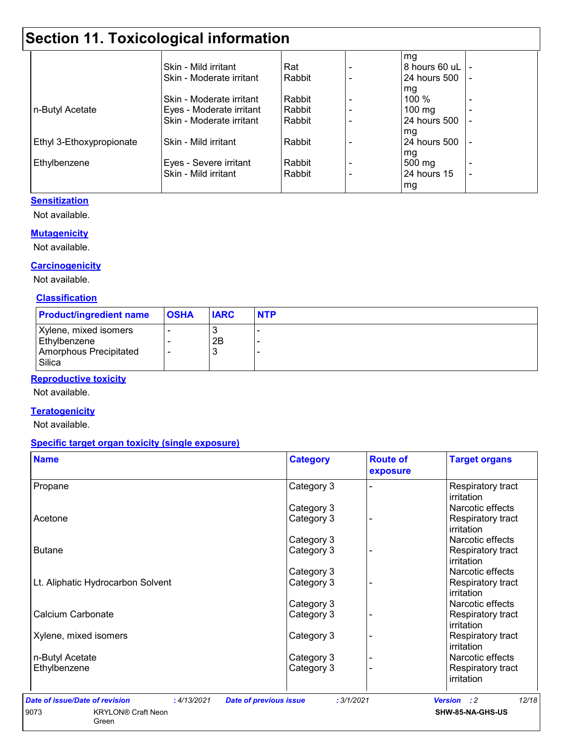# Section 11. Toxicological information

| | | | | | |
|---|---|---|---|---|---|
| | | | | mg | |
| | Skin - Mild irritant | Rat | - | 8 hours 60 uL | - |
| | Skin - Moderate irritant | Rabbit | - | 24 hours 500 mg | - |
| | Skin - Moderate irritant | Rabbit | - | 100 % | - |
| n-Butyl Acetate | Eyes - Moderate irritant | Rabbit | - | 100 mg | - |
| | Skin - Moderate irritant | Rabbit | - | 24 hours 500 mg | - |
| Ethyl 3-Ethoxypropionate | Skin - Mild irritant | Rabbit | - | 24 hours 500 mg | - |
| Ethylbenzene | Eyes - Severe irritant | Rabbit | - | 500 mg | - |
| | Skin - Mild irritant | Rabbit | - | 24 hours 15 mg | - |

### Sensitization

Not available.

### Mutagenicity

Not available.

### Carcinogenicity

Not available.

### Classification

| Product/ingredient name | OSHA | IARC | NTP |
|---|---|---|---|
| Xylene, mixed isomers | - | 3 | - |
| Ethylbenzene | - | 2B | - |
| Amorphous Precipitated Silica | - | 3 | - |

### Reproductive toxicity

Not available.

### Teratogenicity

Not available.

### Specific target organ toxicity (single exposure)

| Name | Category | Route of exposure | Target organs |
|---|---|---|---|
| Propane | Category 3 | - | Respiratory tract irritation |
| | Category 3 | | Narcotic effects |
| Acetone | Category 3 | - | Respiratory tract irritation |
| | Category 3 | | Narcotic effects |
| Butane | Category 3 | - | Respiratory tract irritation |
| | Category 3 | | Narcotic effects |
| Lt. Aliphatic Hydrocarbon Solvent | Category 3 | - | Respiratory tract irritation |
| | Category 3 | | Narcotic effects |
| Calcium Carbonate | Category 3 | - | Respiratory tract irritation |
| Xylene, mixed isomers | Category 3 | - | Respiratory tract irritation |
| n-Butyl Acetate | Category 3 | - | Narcotic effects |
| Ethylbenzene | Category 3 | - | Respiratory tract irritation |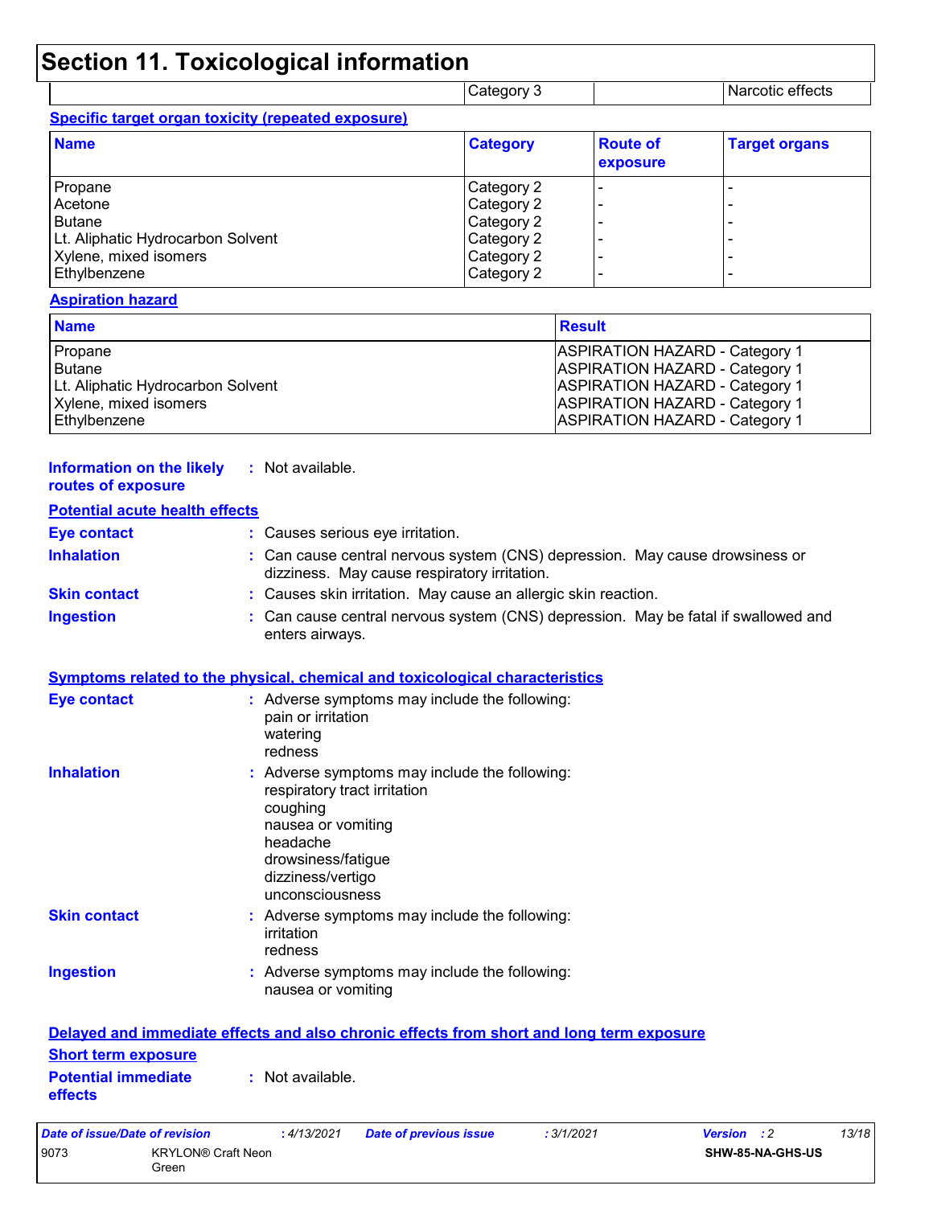# Section 11. Toxicological information

| | Category 3 | | Narcotic effects |
|---|---|---|---|

**Specific target organ toxicity (repeated exposure)**

| Name | Category | Route of exposure | Target organs |
|---|---|---|---|
| Propane | Category 2 | - | - |
| Acetone | Category 2 | - | - |
| Butane | Category 2 | - | - |
| Lt. Aliphatic Hydrocarbon Solvent | Category 2 | - | - |
| Xylene, mixed isomers | Category 2 | - | - |
| Ethylbenzene | Category 2 | - | - |

**Aspiration hazard**

| Name | Result |
|---|---|
| Propane | ASPIRATION HAZARD - Category 1 |
| Butane | ASPIRATION HAZARD - Category 1 |
| Lt. Aliphatic Hydrocarbon Solvent | ASPIRATION HAZARD - Category 1 |
| Xylene, mixed isomers | ASPIRATION HAZARD - Category 1 |
| Ethylbenzene | ASPIRATION HAZARD - Category 1 |

**Information on the likely routes of exposure** : Not available.

**Potential acute health effects**

**Eye contact** : Causes serious eye irritation.

**Inhalation** : Can cause central nervous system (CNS) depression. May cause drowsiness or dizziness. May cause respiratory irritation.

**Skin contact** : Causes skin irritation. May cause an allergic skin reaction.

**Ingestion** : Can cause central nervous system (CNS) depression. May be fatal if swallowed and enters airways.

**Symptoms related to the physical, chemical and toxicological characteristics**

**Eye contact** : Adverse symptoms may include the following:
pain or irritation
watering
redness

**Inhalation** : Adverse symptoms may include the following:
respiratory tract irritation
coughing
nausea or vomiting
headache
drowsiness/fatigue
dizziness/vertigo
unconsciousness

**Skin contact** : Adverse symptoms may include the following:
irritation
redness

**Ingestion** : Adverse symptoms may include the following:
nausea or vomiting

**Delayed and immediate effects and also chronic effects from short and long term exposure**

**Short term exposure**

**Potential immediate effects** : Not available.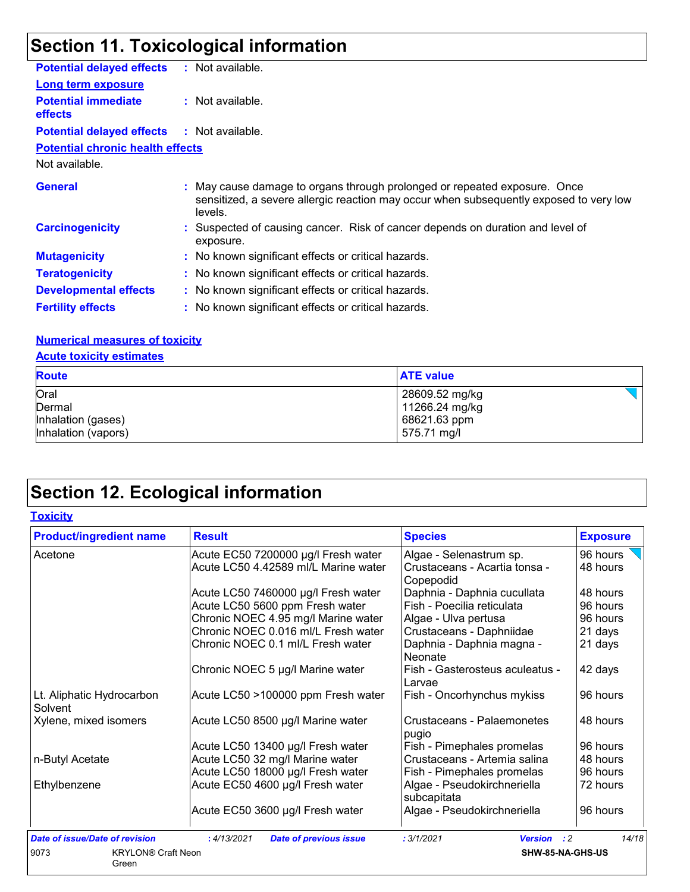## Section 11. Toxicological information

**Potential delayed effects** : Not available.

**Long term exposure**

**Potential immediate effects** : Not available.

**Potential delayed effects** : Not available.

**Potential chronic health effects**

Not available.

**General** : May cause damage to organs through prolonged or repeated exposure. Once sensitized, a severe allergic reaction may occur when subsequently exposed to very low levels.

**Carcinogenicity** : Suspected of causing cancer. Risk of cancer depends on duration and level of exposure.

**Mutagenicity** : No known significant effects or critical hazards.

**Teratogenicity** : No known significant effects or critical hazards.

**Developmental effects** : No known significant effects or critical hazards.

**Fertility effects** : No known significant effects or critical hazards.

**Numerical measures of toxicity**

**Acute toxicity estimates**

| Route | ATE value |
|---|---|
| Oral | 28609.52 mg/kg |
| Dermal | 11266.24 mg/kg |
| Inhalation (gases) | 68621.63 ppm |
| Inhalation (vapors) | 575.71 mg/l |

## Section 12. Ecological information

**Toxicity**

| Product/ingredient name | Result | Species | Exposure |
|---|---|---|---|
| Acetone | Acute EC50 7200000 µg/l Fresh water | Algae - Selenastrum sp. | 96 hours |
| | Acute LC50 4.42589 ml/L Marine water | Crustaceans - Acartia tonsa - Copepodid | 48 hours |
| | Acute LC50 7460000 µg/l Fresh water | Daphnia - Daphnia cucullata | 48 hours |
| | Acute LC50 5600 ppm Fresh water | Fish - Poecilia reticulata | 96 hours |
| | Chronic NOEC 4.95 mg/l Marine water | Algae - Ulva pertusa | 96 hours |
| | Chronic NOEC 0.016 ml/L Fresh water | Crustaceans - Daphniidae | 21 days |
| | Chronic NOEC 0.1 ml/L Fresh water | Daphnia - Daphnia magna - Neonate | 21 days |
| | Chronic NOEC 5 µg/l Marine water | Fish - Gasterosteus aculeatus - Larvae | 42 days |
| Lt. Aliphatic Hydrocarbon Solvent | Acute LC50 >100000 ppm Fresh water | Fish - Oncorhynchus mykiss | 96 hours |
| Xylene, mixed isomers | Acute LC50 8500 µg/l Marine water | Crustaceans - Palaemonetes pugio | 48 hours |
| | Acute LC50 13400 µg/l Fresh water | Fish - Pimephales promelas | 96 hours |
| n-Butyl Acetate | Acute LC50 32 mg/l Marine water | Crustaceans - Artemia salina | 48 hours |
| | Acute LC50 18000 µg/l Fresh water | Fish - Pimephales promelas | 96 hours |
| Ethylbenzene | Acute EC50 4600 µg/l Fresh water | Algae - Pseudokirchneriella subcapitata | 72 hours |
| | Acute EC50 3600 µg/l Fresh water | Algae - Pseudokirchneriella | 96 hours |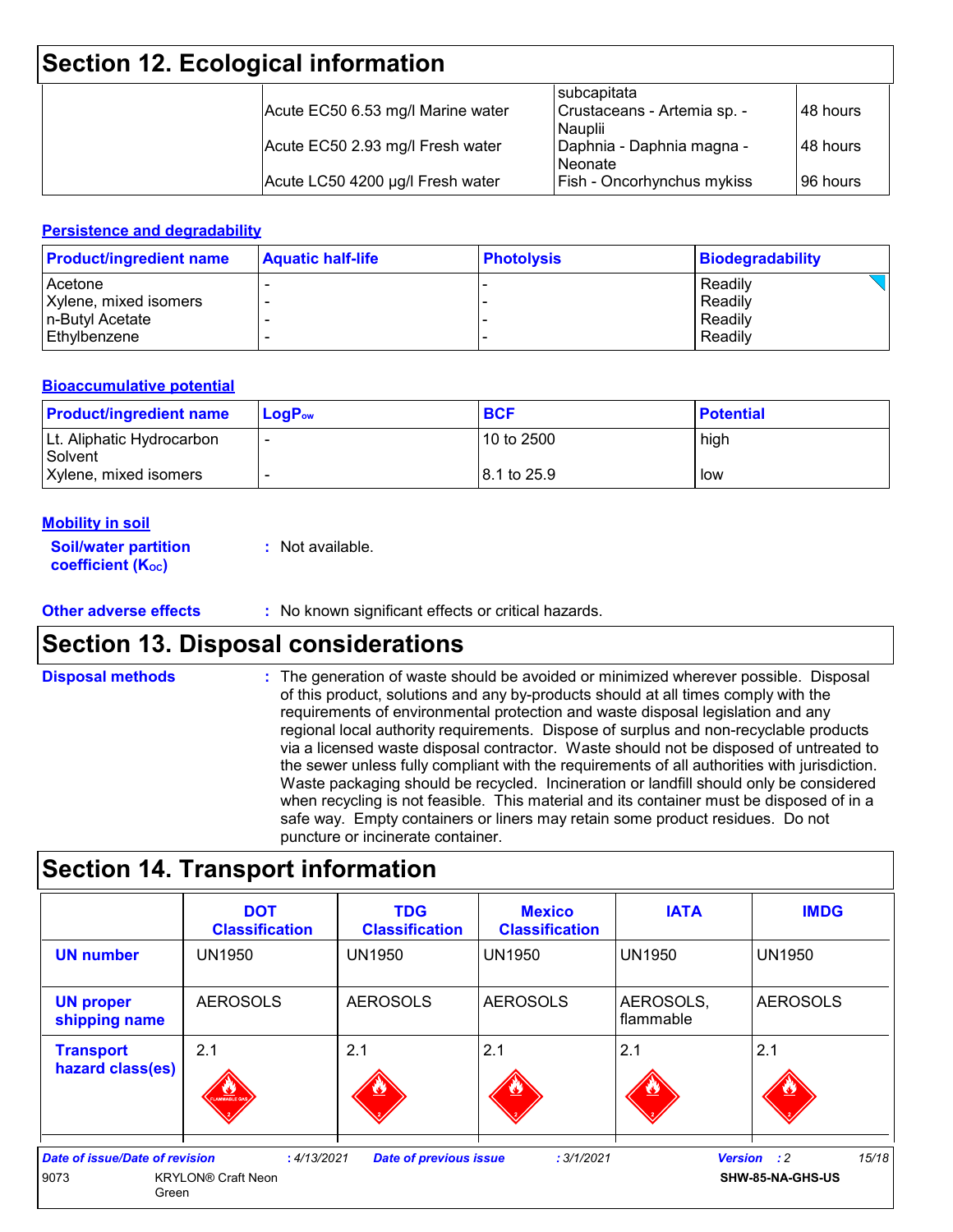## Section 12. Ecological information

| | | | |
|---|---|---|---|
| | | subcapitata | |
| | Acute EC50 6.53 mg/l Marine water | Crustaceans - Artemia sp. - Nauplii | 48 hours |
| | Acute EC50 2.93 mg/l Fresh water | Daphnia - Daphnia magna - Neonate | 48 hours |
| | Acute LC50 4200 µg/l Fresh water | Fish - Oncorhynchus mykiss | 96 hours |

### Persistence and degradability

| Product/ingredient name | Aquatic half-life | Photolysis | Biodegradability |
|---|---|---|---|
| Acetone | - | - | Readily |
| Xylene, mixed isomers | - | - | Readily |
| n-Butyl Acetate | - | - | Readily |
| Ethylbenzene | - | - | Readily |

### Bioaccumulative potential

| Product/ingredient name | $LogP_{ow}$ | BCF | Potential |
|---|---|---|---|
| Lt. Aliphatic Hydrocarbon Solvent | - | 10 to 2500 | high |
| Xylene, mixed isomers | - | 8.1 to 25.9 | low |

### Mobility in soil

**Soil/water partition coefficient ($K_{OC}$)** : Not available.

**Other adverse effects** : No known significant effects or critical hazards.

## Section 13. Disposal considerations

**Disposal methods** : The generation of waste should be avoided or minimized wherever possible. Disposal of this product, solutions and any by-products should at all times comply with the requirements of environmental protection and waste disposal legislation and any regional local authority requirements. Dispose of surplus and non-recyclable products via a licensed waste disposal contractor. Waste should not be disposed of untreated to the sewer unless fully compliant with the requirements of all authorities with jurisdiction. Waste packaging should be recycled. Incineration or landfill should only be considered when recycling is not feasible. This material and its container must be disposed of in a safe way. Empty containers or liners may retain some product residues. Do not puncture or incinerate container.

## Section 14. Transport information

| | DOT Classification | TDG Classification | Mexico Classification | IATA | IMDG |
|---|---|---|---|---|---|
| **UN number** | UN1950 | UN1950 | UN1950 | UN1950 | UN1950 |
| **UN proper shipping name** | AEROSOLS | AEROSOLS | AEROSOLS | AEROSOLS, flammable | AEROSOLS |
| **Transport hazard class(es)** | 2.1 | 2.1 | 2.1 | 2.1 | 2.1 |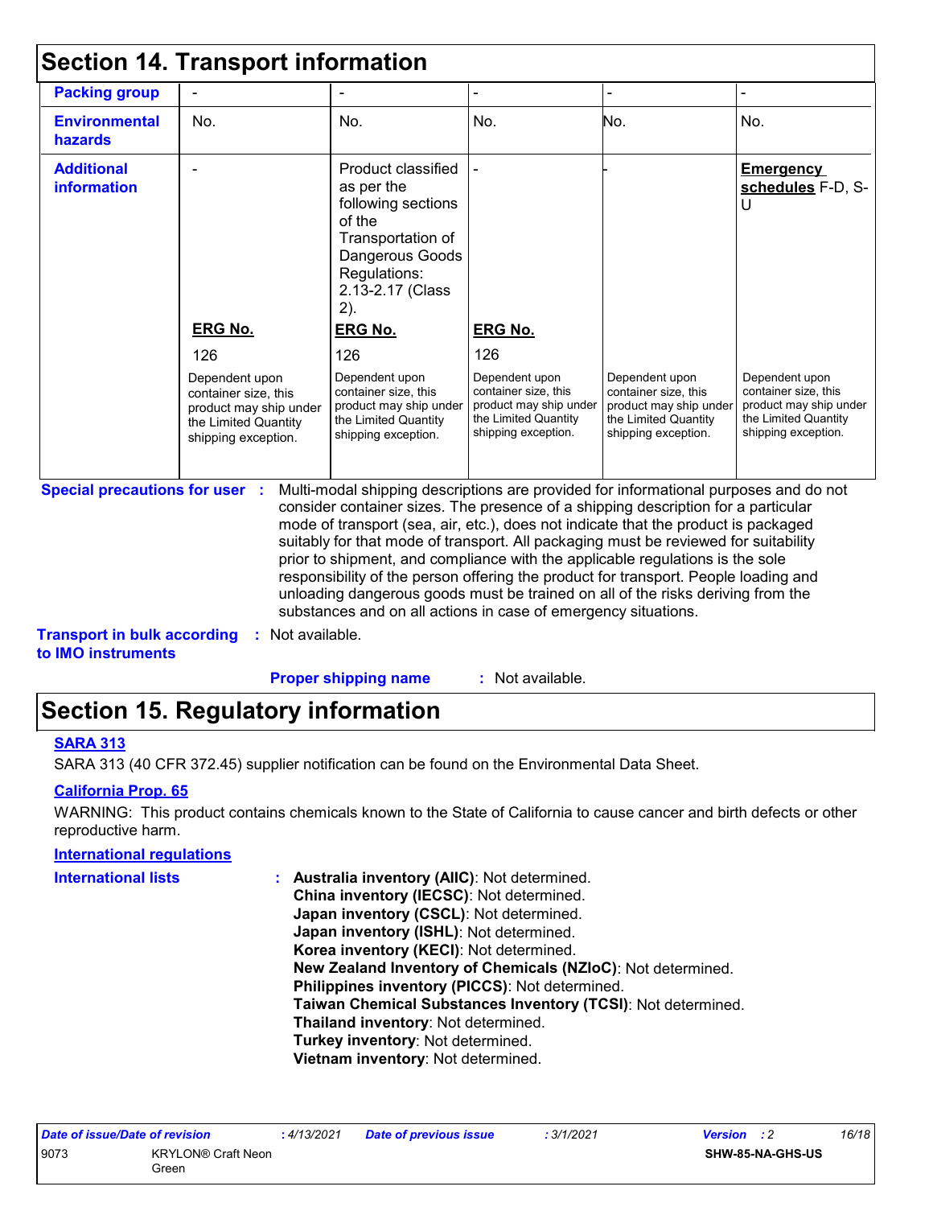## Section 14. Transport information

| | | | | | |
|---|---|---|---|---|---|
| **Packing group** | - | - | - | - | - |
| **Environmental hazards** | No. | No. | No. | No. | No. |
| **Additional information** | -<br><br>**ERG No.**<br>126<br>Dependent upon container size, this product may ship under the Limited Quantity shipping exception. | Product classified as per the following sections of the Transportation of Dangerous Goods Regulations: 2.13-2.17 (Class 2).<br>**ERG No.**<br>126<br>Dependent upon container size, this product may ship under the Limited Quantity shipping exception. | -<br><br>**ERG No.**<br>126<br>Dependent upon container size, this product may ship under the Limited Quantity shipping exception. | -<br><br>Dependent upon container size, this product may ship under the Limited Quantity shipping exception. | **Emergency schedules** F-D, S-U<br><br>Dependent upon container size, this product may ship under the Limited Quantity shipping exception. |

**Special precautions for user** : Multi-modal shipping descriptions are provided for informational purposes and do not consider container sizes. The presence of a shipping description for a particular mode of transport (sea, air, etc.), does not indicate that the product is packaged suitably for that mode of transport. All packaging must be reviewed for suitability prior to shipment, and compliance with the applicable regulations is the sole responsibility of the person offering the product for transport. People loading and unloading dangerous goods must be trained on all of the risks deriving from the substances and on all actions in case of emergency situations.

**Transport in bulk according to IMO instruments** : Not available.

**Proper shipping name** : Not available.

## Section 15. Regulatory information

**SARA 313**

SARA 313 (40 CFR 372.45) supplier notification can be found on the Environmental Data Sheet.

**California Prop. 65**

WARNING: This product contains chemicals known to the State of California to cause cancer and birth defects or other reproductive harm.

**International regulations**

**International lists** :
**Australia inventory (AIIC)**: Not determined.
**China inventory (IECSC)**: Not determined.
**Japan inventory (CSCL)**: Not determined.
**Japan inventory (ISHL)**: Not determined.
**Korea inventory (KECI)**: Not determined.
**New Zealand Inventory of Chemicals (NZIoC)**: Not determined.
**Philippines inventory (PICCS)**: Not determined.
**Taiwan Chemical Substances Inventory (TCSI)**: Not determined.
**Thailand inventory**: Not determined.
**Turkey inventory**: Not determined.
**Vietnam inventory**: Not determined.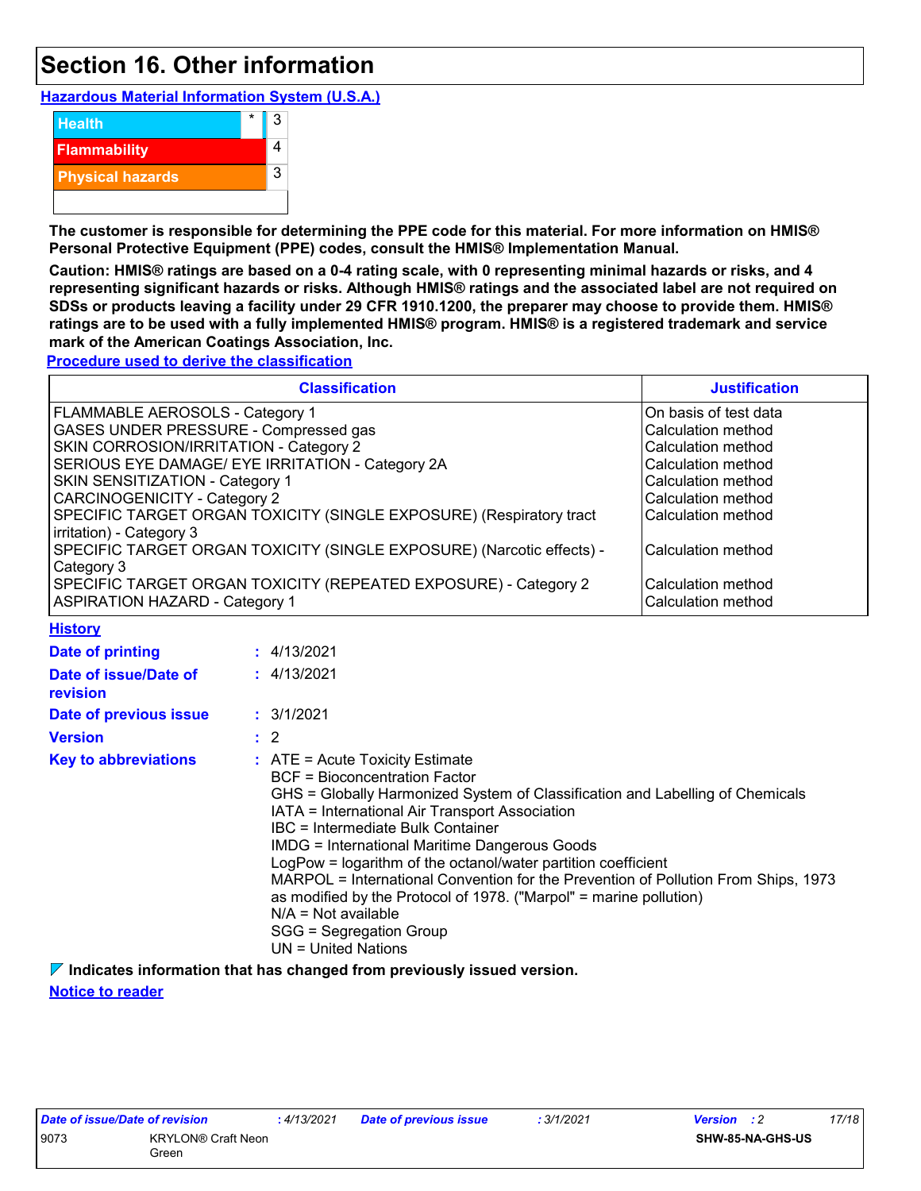# Section 16. Other information

**Hazardous Material Information System (U.S.A.)**

| | | |
|---|---|---|
| Health | * | 3 |
| Flammability | | 4 |
| Physical hazards | | 3 |
| | | |

**The customer is responsible for determining the PPE code for this material. For more information on HMIS® Personal Protective Equipment (PPE) codes, consult the HMIS® Implementation Manual.**

**Caution: HMIS® ratings are based on a 0-4 rating scale, with 0 representing minimal hazards or risks, and 4 representing significant hazards or risks. Although HMIS® ratings and the associated label are not required on SDSs or products leaving a facility under 29 CFR 1910.1200, the preparer may choose to provide them. HMIS® ratings are to be used with a fully implemented HMIS® program. HMIS® is a registered trademark and service mark of the American Coatings Association, Inc.**

**Procedure used to derive the classification**

| Classification | Justification |
|---|---|
| FLAMMABLE AEROSOLS - Category 1 | On basis of test data |
| GASES UNDER PRESSURE - Compressed gas | Calculation method |
| SKIN CORROSION/IRRITATION - Category 2 | Calculation method |
| SERIOUS EYE DAMAGE/ EYE IRRITATION - Category 2A | Calculation method |
| SKIN SENSITIZATION - Category 1 | Calculation method |
| CARCINOGENICITY - Category 2 | Calculation method |
| SPECIFIC TARGET ORGAN TOXICITY (SINGLE EXPOSURE) (Respiratory tract irritation) - Category 3 | Calculation method |
| SPECIFIC TARGET ORGAN TOXICITY (SINGLE EXPOSURE) (Narcotic effects) - Category 3 | Calculation method |
| SPECIFIC TARGET ORGAN TOXICITY (REPEATED EXPOSURE) - Category 2 | Calculation method |
| ASPIRATION HAZARD - Category 1 | Calculation method |

**History**

**Date of printing** : 4/13/2021

**Date of issue/Date of revision** : 4/13/2021

**Date of previous issue** : 3/1/2021

**Version** : 2

**Key to abbreviations** : ATE = Acute Toxicity Estimate
BCF = Bioconcentration Factor
GHS = Globally Harmonized System of Classification and Labelling of Chemicals
IATA = International Air Transport Association
IBC = Intermediate Bulk Container
IMDG = International Maritime Dangerous Goods
LogPow = logarithm of the octanol/water partition coefficient
MARPOL = International Convention for the Prevention of Pollution From Ships, 1973 as modified by the Protocol of 1978. ("Marpol" = marine pollution)
N/A = Not available
SGG = Segregation Group
UN = United Nations

**Indicates information that has changed from previously issued version.**

**Notice to reader**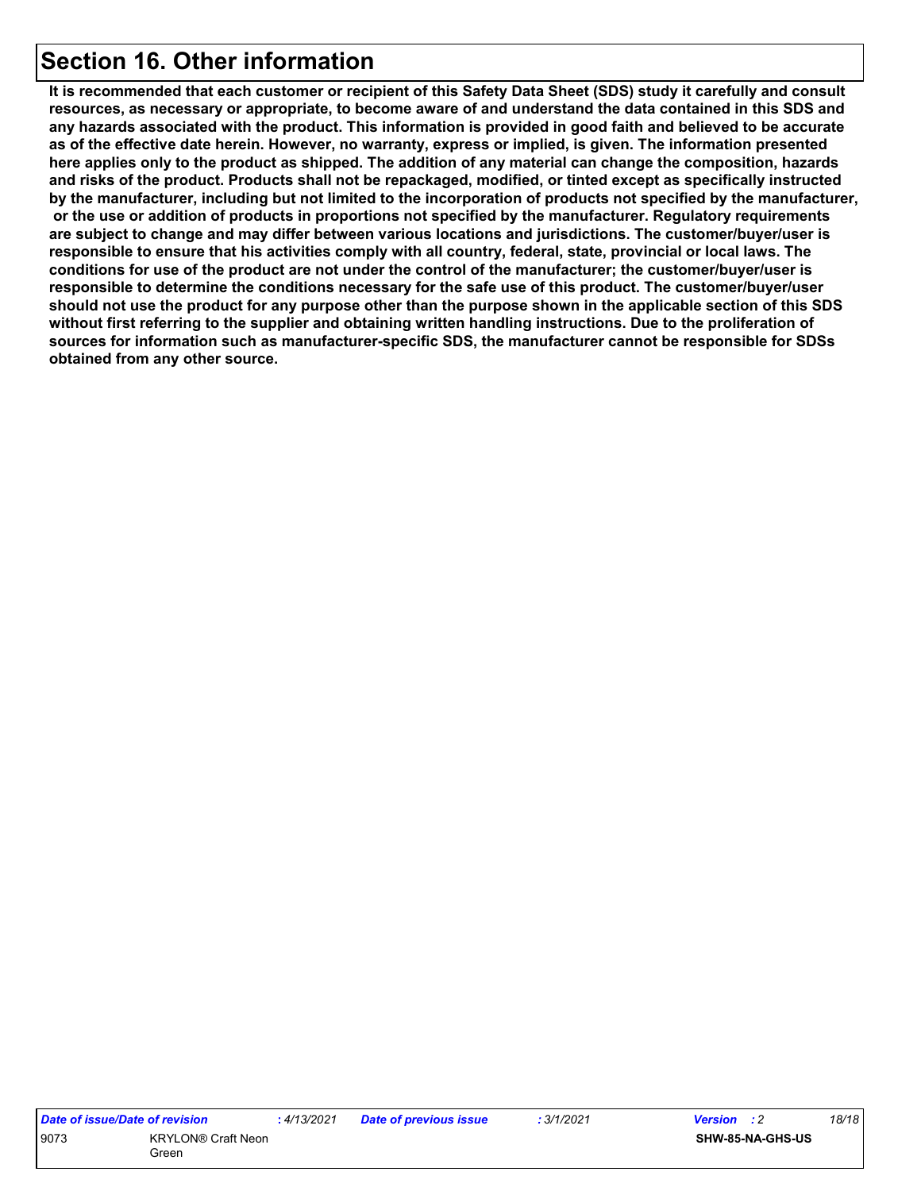# Section 16. Other information

**It is recommended that each customer or recipient of this Safety Data Sheet (SDS) study it carefully and consult resources, as necessary or appropriate, to become aware of and understand the data contained in this SDS and any hazards associated with the product. This information is provided in good faith and believed to be accurate as of the effective date herein. However, no warranty, express or implied, is given. The information presented here applies only to the product as shipped. The addition of any material can change the composition, hazards and risks of the product. Products shall not be repackaged, modified, or tinted except as specifically instructed by the manufacturer, including but not limited to the incorporation of products not specified by the manufacturer, or the use or addition of products in proportions not specified by the manufacturer. Regulatory requirements are subject to change and may differ between various locations and jurisdictions. The customer/buyer/user is responsible to ensure that his activities comply with all country, federal, state, provincial or local laws. The conditions for use of the product are not under the control of the manufacturer; the customer/buyer/user is responsible to determine the conditions necessary for the safe use of this product. The customer/buyer/user should not use the product for any purpose other than the purpose shown in the applicable section of this SDS without first referring to the supplier and obtaining written handling instructions. Due to the proliferation of sources for information such as manufacturer-specific SDS, the manufacturer cannot be responsible for SDSs obtained from any other source.**